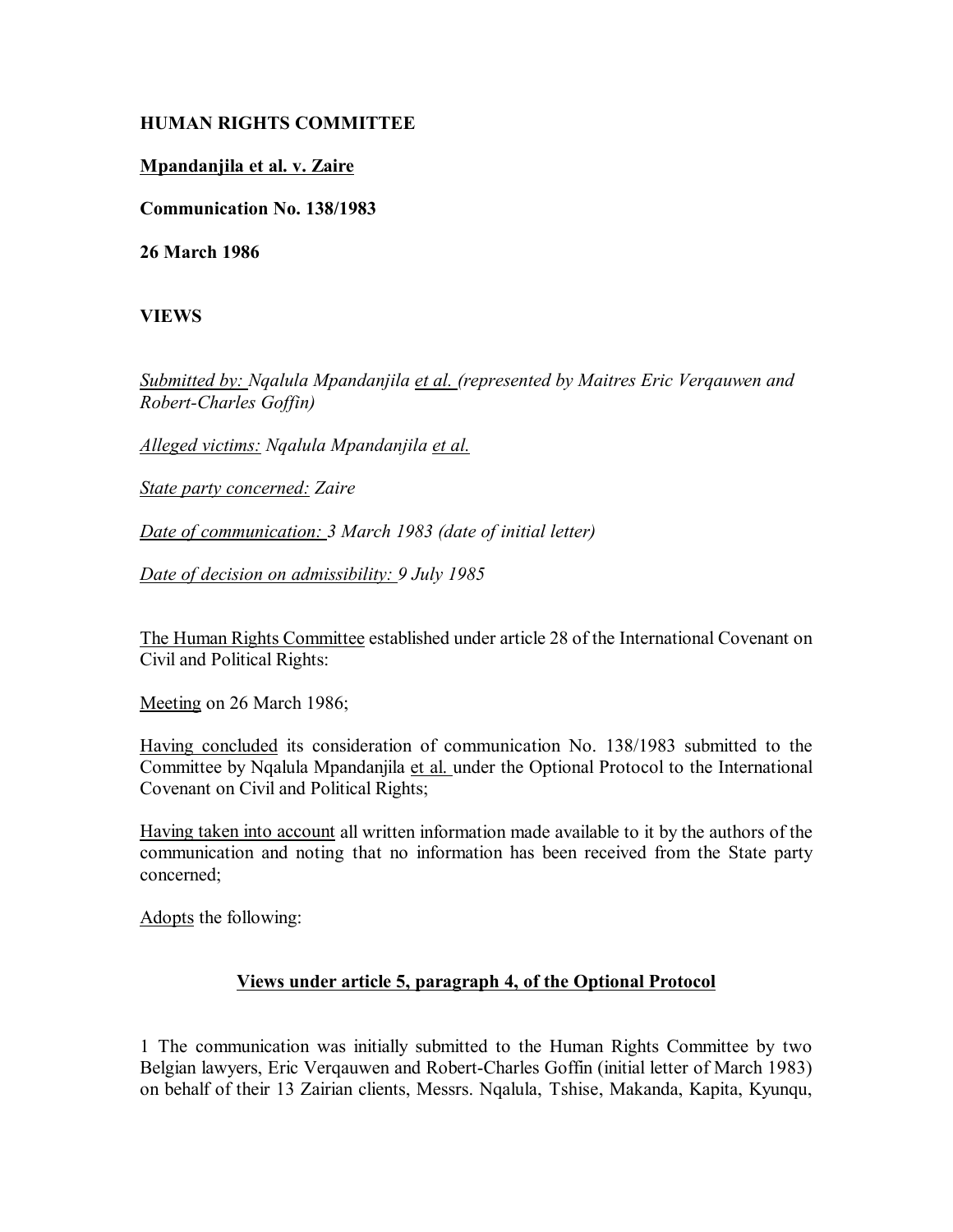**HUMAN RIGHTS COMMITTEE**

**Mpandanjila et al. v. Zaire**

**Communication No. 138/1983**

**26 March 1986**

**VIEWS**

*Submitted by: Nqalula Mpandanjila et al. (represented by Maitres Eric Verqauwen and Robert-Charles Goffin)*

*Alleged victims: Nqalula Mpandanjila et al.*

*State party concerned: Zaire*

*Date of communication: 3 March 1983 (date of initial letter)*

*Date of decision on admissibility: 9 July 1985*

The Human Rights Committee established under article 28 of the International Covenant on Civil and Political Rights:

Meeting on 26 March 1986;

Having concluded its consideration of communication No. 138/1983 submitted to the Committee by Nqalula Mpandanjila et al. under the Optional Protocol to the International Covenant on Civil and Political Rights;

Having taken into account all written information made available to it by the authors of the communication and noting that no information has been received from the State party concerned;

Adopts the following:

## Views under article 5, paragraph 4, of the Optional Protocol

1 The communication was initially submitted to the Human Rights Committee by two Belgian lawyers, Eric Verqauwen and Robert-Charles Goffin (initial letter of March 1983) on behalf of their 13 Zairian clients, Messrs. Nqalula, Tshise, Makanda, Kapita, Kyunqu,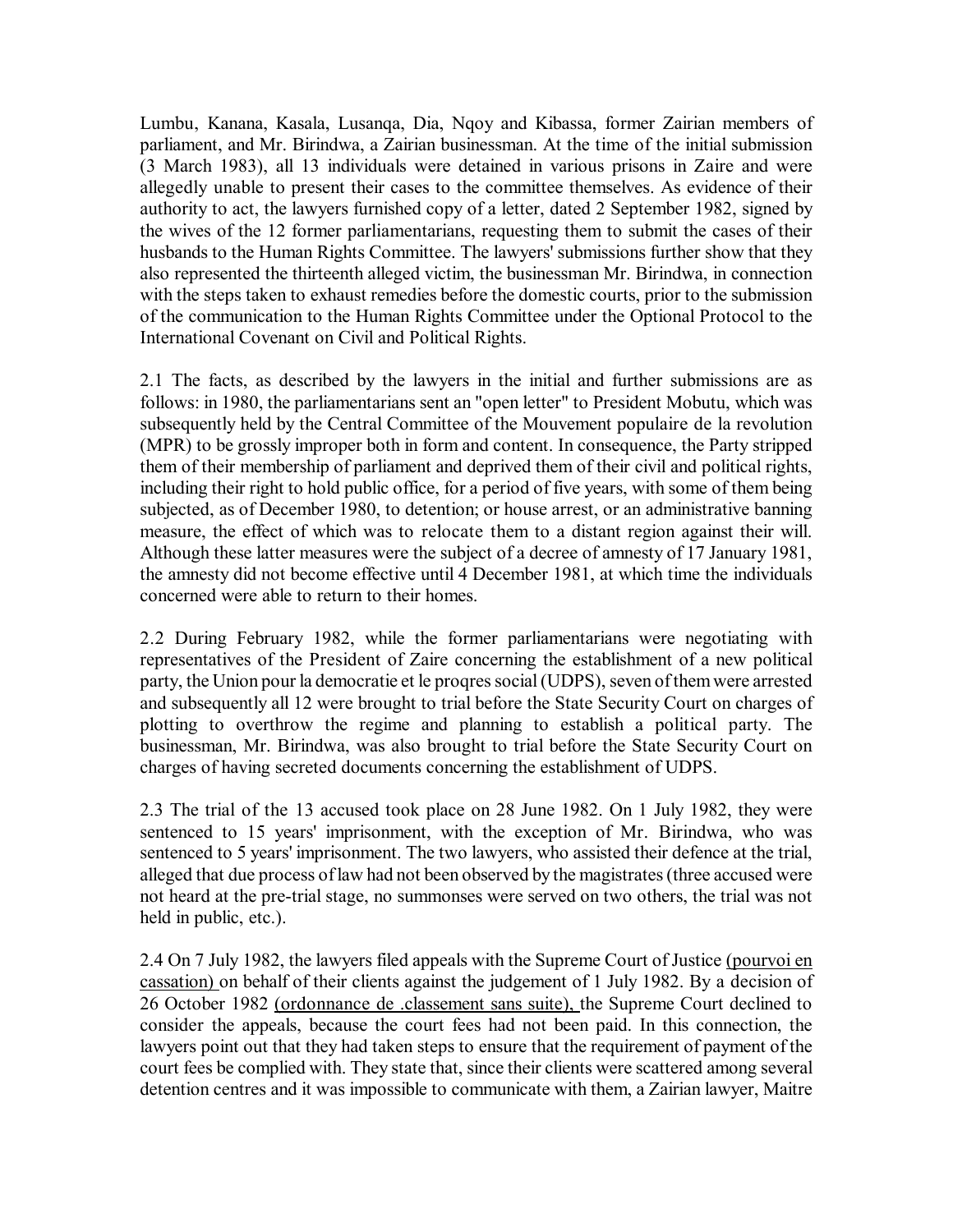Lumbu, Kanana, Kasala, Lusanqa, Dia, Nqoy and Kibassa, former Zairian members of parliament, and Mr. Birindwa, a Zairian businessman. At the time of the initial submission (3 March 1983), all 13 individuals were detained in various prisons in Zaire and were allegedly unable to present their cases to the committee themselves. As evidence of their authority to act, the lawyers furnished copy of a letter, dated 2 September 1982, signed by the wives of the 12 former parliamentarians, requesting them to submit the cases of their husbands to the Human Rights Committee. The lawyers' submissions further show that they also represented the thirteenth alleged victim, the businessman Mr. Birindwa, in connection with the steps taken to exhaust remedies before the domestic courts, prior to the submission of the communication to the Human Rights Committee under the Optional Protocol to the International Covenant on Civil and Political Rights.

2.1 The facts, as described by the lawyers in the initial and further submissions are as follows: in 1980, the parliamentarians sent an "open letter" to President Mobutu, which was subsequently held by the Central Committee of the Mouvement populaire de la revolution (MPR) to be grossly improper both in form and content. In consequence, the Party stripped them of their membership of parliament and deprived them of their civil and political rights, including their right to hold public office, for a period of five years, with some of them being subjected, as of December 1980, to detention; or house arrest, or an administrative banning measure, the effect of which was to relocate them to a distant region against their will. Although these latter measures were the subject of a decree of amnesty of 17 January 1981, the amnesty did not become effective until 4 December 1981, at which time the individuals concerned were able to return to their homes.

2.2 During February 1982, while the former parliamentarians were negotiating with representatives of the President of Zaire concerning the establishment of a new political party, the Union pour la democratie et le proqres social (UDPS), seven of them were arrested and subsequently all 12 were brought to trial before the State Security Court on charges of plotting to overthrow the regime and planning to establish a political party. The businessman, Mr. Birindwa, was also brought to trial before the State Security Court on charges of having secreted documents concerning the establishment of UDPS.

2.3 The trial of the 13 accused took place on 28 June 1982. On 1 July 1982, they were sentenced to 15 years' imprisonment, with the exception of Mr. Birindwa, who was sentenced to 5 years' imprisonment. The two lawyers, who assisted their defence at the trial, alleged that due process of law had not been observed by the magistrates (three accused were not heard at the pre-trial stage, no summonses were served on two others, the trial was not held in public, etc.).

2.4 On 7 July 1982, the lawyers filed appeals with the Supreme Court of Justice (pourvoi en cassation) on behalf of their clients against the judgement of 1 July 1982. By a decision of 26 October 1982 (ordonnance de .classement sans suite), the Supreme Court declined to consider the appeals, because the court fees had not been paid. In this connection, the lawyers point out that they had taken steps to ensure that the requirement of payment of the court fees be complied with. They state that, since their clients were scattered among several detention centres and it was impossible to communicate with them, a Zairian lawyer, Maitre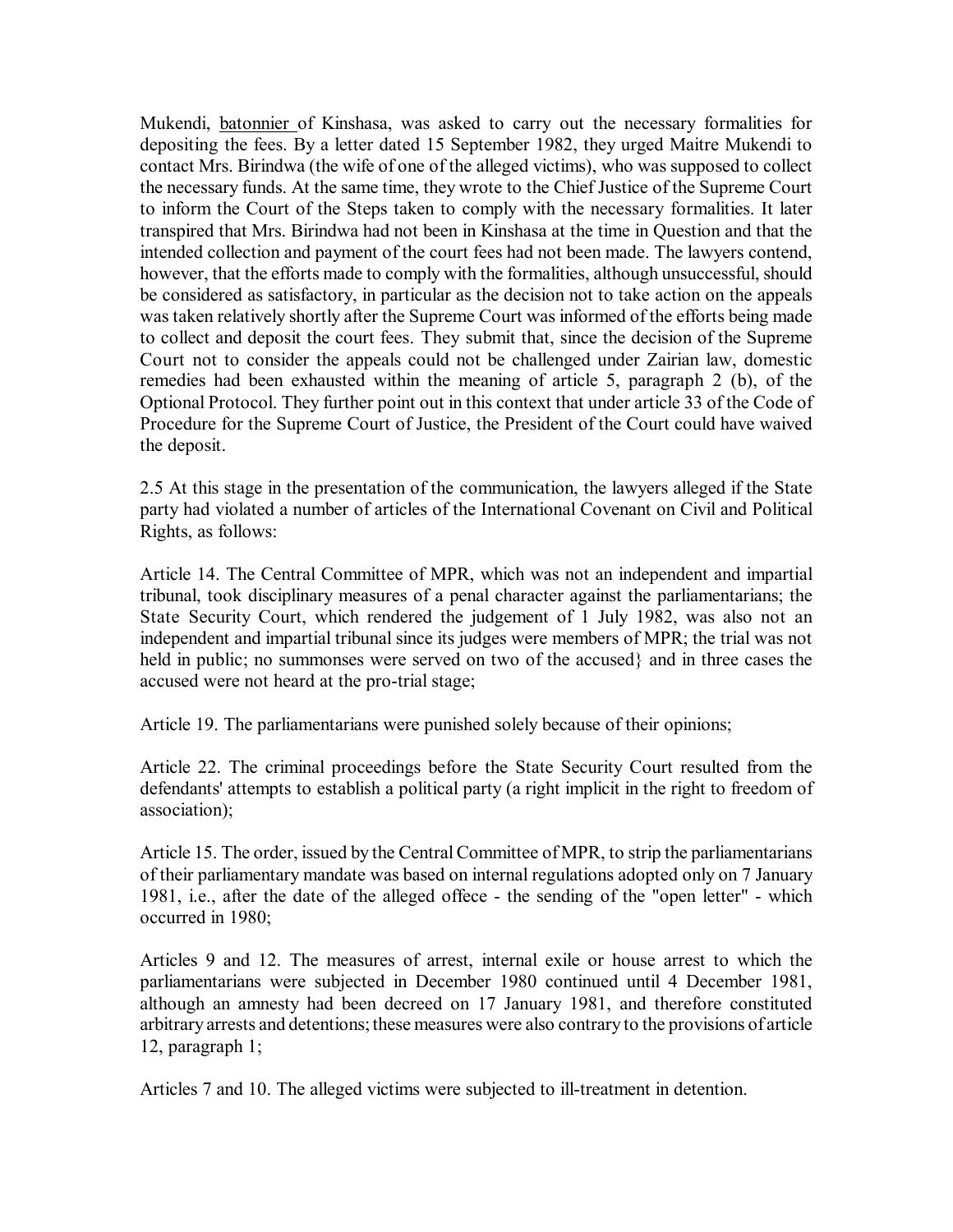Mukendi, batonnier of Kinshasa, was asked to carry out the necessary formalities for depositing the fees. By a letter dated 15 September 1982, they urged Maitre Mukendi to contact Mrs. Birindwa (the wife of one of the alleged victims), who was supposed to collect the necessary funds. At the same time, they wrote to the Chief Justice of the Supreme Court to inform the Court of the Steps taken to comply with the necessary formalities. It later transpired that Mrs. Birindwa had not been in Kinshasa at the time in Question and that the intended collection and payment of the court fees had not been made. The lawyers contend, however, that the efforts made to comply with the formalities, although unsuccessful, should be considered as satisfactory, in particular as the decision not to take action on the appeals was taken relatively shortly after the Supreme Court was informed of the efforts being made to collect and deposit the court fees. They submit that, since the decision of the Supreme Court not to consider the appeals could not be challenged under Zairian law, domestic remedies had been exhausted within the meaning of article 5, paragraph 2 (b), of the Optional Protocol. They further point out in this context that under article 33 of the Code of Procedure for the Supreme Court of Justice, the President of the Court could have waived the deposit.

2.5 At this stage in the presentation of the communication, the lawyers alleged if the State party had violated a number of articles of the International Covenant on Civil and Political Rights, as follows:

Article 14. The Central Committee of MPR, which was not an independent and impartial tribunal, took disciplinary measures of a penal character against the parliamentarians; the State Security Court, which rendered the judgement of 1 July 1982, was also not an independent and impartial tribunal since its judges were members of MPR; the trial was not held in public; no summonses were served on two of the accused} and in three cases the accused were not heard at the pro-trial stage;

Article 19. The parliamentarians were punished solely because of their opinions;

Article 22. The criminal proceedings before the State Security Court resulted from the defendants' attempts to establish a political party (a right implicit in the right to freedom of association);

Article 15. The order, issued by the Central Committee of MPR, to strip the parliamentarians of their parliamentary mandate was based on internal regulations adopted only on 7 January 1981, i.e., after the date of the alleged offece - the sending of the "open letter" - which occurred in 1980;

Articles 9 and 12. The measures of arrest, internal exile or house arrest to which the parliamentarians were subjected in December 1980 continued until 4 December 1981, although an amnesty had been decreed on 17 January 1981, and therefore constituted arbitrary arrests and detentions; these measures were also contrary to the provisions of article 12, paragraph 1;

Articles 7 and 10. The alleged victims were subjected to ill-treatment in detention.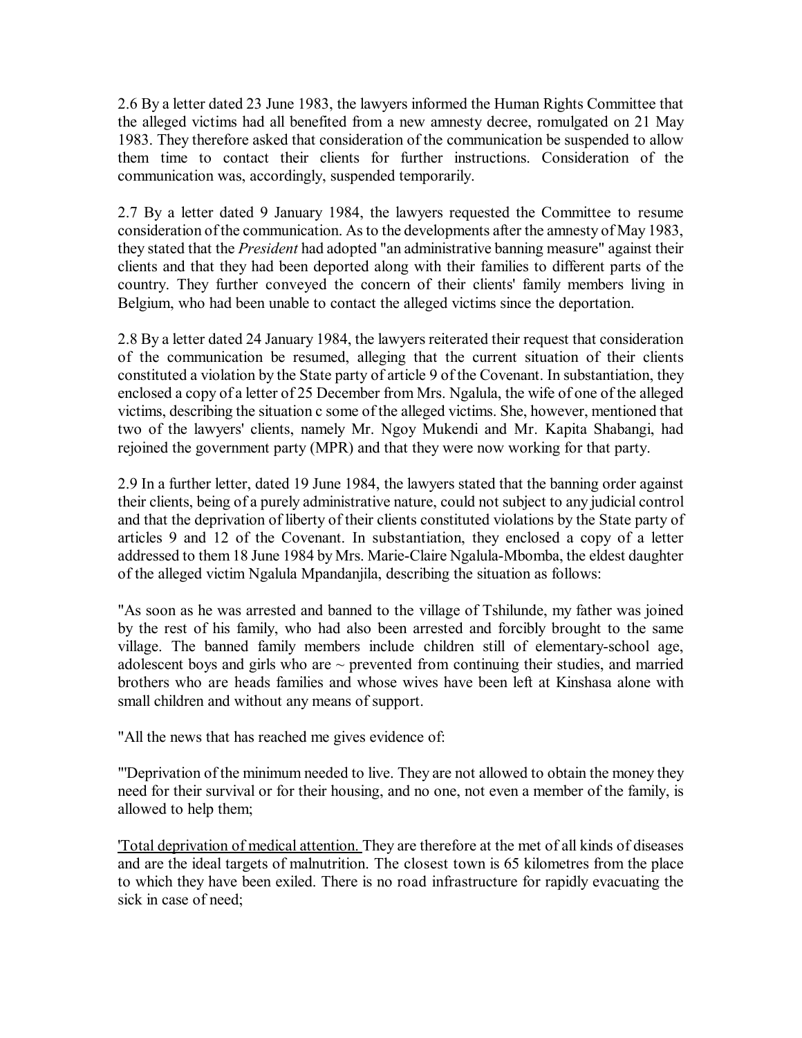2.6 By a letter dated 23 June 1983, the lawyers informed the Human Rights Committee that the alleged victims had all benefited from a new amnesty decree, romulgated on 21 May 1983. They therefore asked that consideration of the communication be suspended to allow them time to contact their clients for further instructions. Consideration of the communication was, accordingly, suspended temporarily.

2.7 By a letter dated 9 January 1984, the lawyers requested the Committee to resume consideration of the communication. As to the developments after the amnesty of May 1983, they stated that the *President* had adopted "an administrative banning measure" against their clients and that they had been deported along with their families to different parts of the country. They further conveyed the concern of their clients' family members living in Belgium, who had been unable to contact the alleged victims since the deportation.

2.8 By a letter dated 24 January 1984, the lawyers reiterated their request that consideration of the communication be resumed, alleging that the current situation of their clients constituted a violation by the State party of article 9 of the Covenant. In substantiation, they enclosed a copy of a letter of 25 December from Mrs. Ngalula, the wife of one of the alleged victims, describing the situation c some of the alleged victims. She, however, mentioned that two of the lawyers' clients, namely Mr. Ngoy Mukendi and Mr. Kapita Shabangi, had rejoined the government party (MPR) and that they were now working for that party.

2.9 In a further letter, dated 19 June 1984, the lawyers stated that the banning order against their clients, being of a purely administrative nature, could not subject to any judicial control and that the deprivation of liberty of their clients constituted violations by the State party of articles 9 and 12 of the Covenant. In substantiation, they enclosed a copy of a letter addressed to them 18 June 1984 by Mrs. Marie-Claire Ngalula-Mbomba, the eldest daughter of the alleged victim Ngalula Mpandanjila, describing the situation as follows:

"As soon as he was arrested and banned to the village of Tshilunde, my father was joined by the rest of his family, who had also been arrested and forcibly brought to the same village. The banned family members include children still of elementary-school age, adolescent boys and girls who are ~ prevented from continuing their studies, and married brothers who are heads families and whose wives have been left at Kinshasa alone with small children and without any means of support.

"All the news that has reached me gives evidence of:

"'Deprivation of the minimum needed to live. They are not allowed to obtain the money they need for their survival or for their housing, and no one, not even a member of the family, is allowed to help them;

'Total deprivation of medical attention. They are therefore at the met of all kinds of diseases and are the ideal targets of malnutrition. The closest town is 65 kilometres from the place to which they have been exiled. There is no road infrastructure for rapidly evacuating the sick in case of need;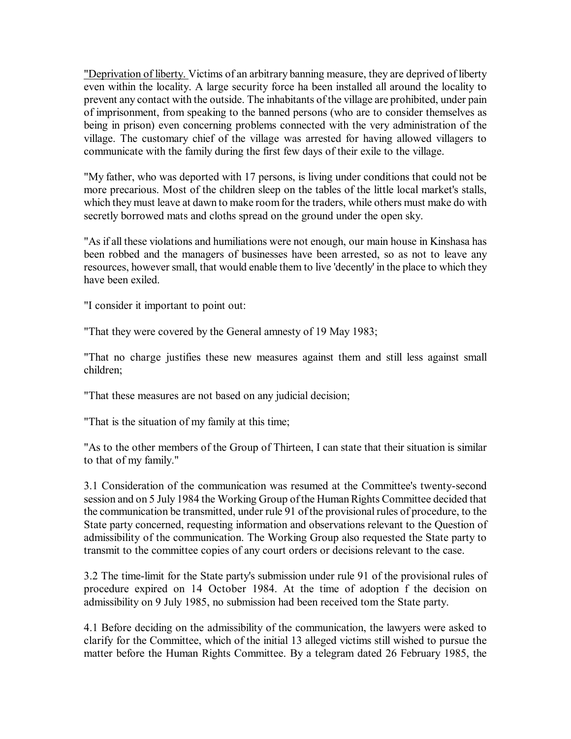"Deprivation of liberty. Victims of an arbitrary banning measure, they are deprived of liberty even within the locality. A large security force ha been installed all around the locality to prevent any contact with the outside. The inhabitants of the village are prohibited, under pain of imprisonment, from speaking to the banned persons (who are to consider themselves as being in prison) even concerning problems connected with the very administration of the village. The customary chief of the village was arrested for having allowed villagers to communicate with the family during the first few days of their exile to the village.

"My father, who was deported with 17 persons, is living under conditions that could not be more precarious. Most of the children sleep on the tables of the little local market's stalls, which they must leave at dawn to make room for the traders, while others must make do with secretly borrowed mats and cloths spread on the ground under the open sky.

"As if all these violations and humiliations were not enough, our main house in Kinshasa has been robbed and the managers of businesses have been arrested, so as not to leave any resources, however small, that would enable them to live 'decently' in the place to which they have been exiled.

"I consider it important to point out:

"That they were covered by the General amnesty of 19 May 1983;

"That no charge justifies these new measures against them and still less against small children;

"That these measures are not based on any judicial decision;

"That is the situation of my family at this time;

"As to the other members of the Group of Thirteen, I can state that their situation is similar to that of my family."

3.1 Consideration of the communication was resumed at the Committee's twenty-second session and on 5 July 1984 the Working Group of the Human Rights Committee decided that the communication be transmitted, under rule 91 of the provisional rules of procedure, to the State party concerned, requesting information and observations relevant to the Question of admissibility of the communication. The Working Group also requested the State party to transmit to the committee copies of any court orders or decisions relevant to the case.

3.2 The time-limit for the State party's submission under rule 91 of the provisional rules of procedure expired on 14 October 1984. At the time of adoption f the decision on admissibility on 9 July 1985, no submission had been received tom the State party.

4.1 Before deciding on the admissibility of the communication, the lawyers were asked to clarify for the Committee, which of the initial 13 alleged victims still wished to pursue the matter before the Human Rights Committee. By a telegram dated 26 February 1985, the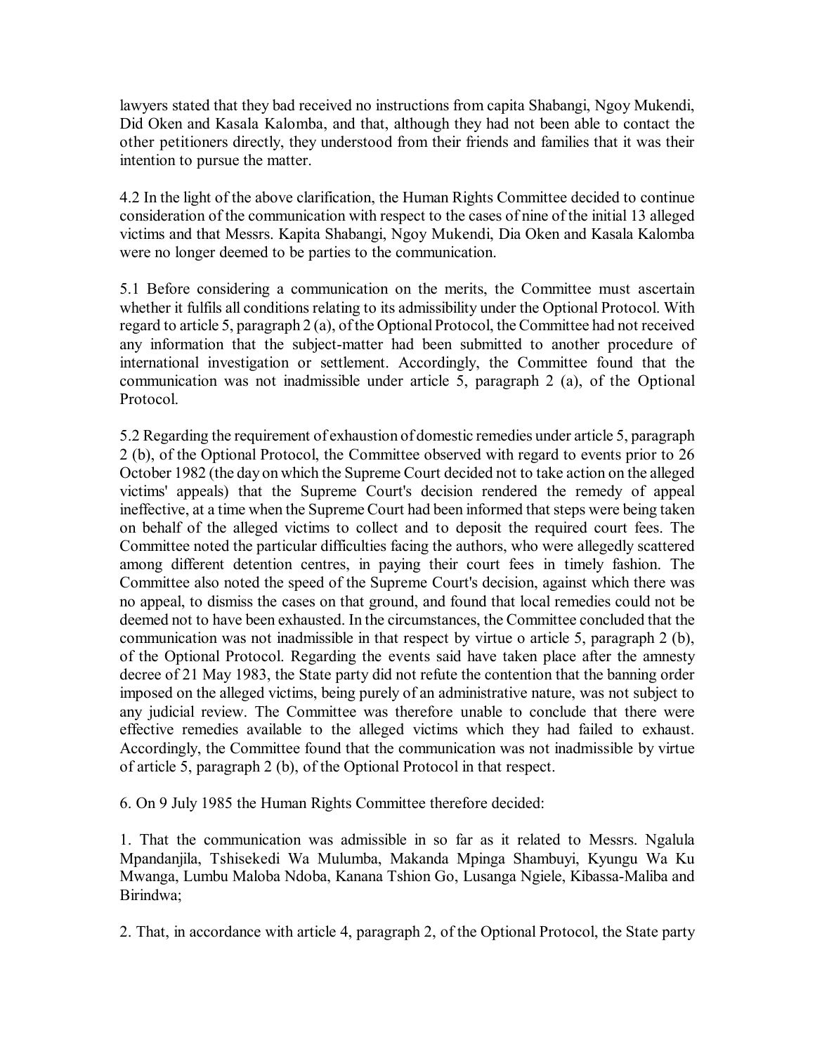lawyers stated that they bad received no instructions from capita Shabangi, Ngoy Mukendi, Did Oken and Kasala Kalomba, and that, although they had not been able to contact the other petitioners directly, they understood from their friends and families that it was their intention to pursue the matter.

4.2 In the light of the above clarification, the Human Rights Committee decided to continue consideration of the communication with respect to the cases of nine of the initial 13 alleged victims and that Messrs. Kapita Shabangi, Ngoy Mukendi, Dia Oken and Kasala Kalomba were no longer deemed to be parties to the communication.

5.1 Before considering a communication on the merits, the Committee must ascertain whether it fulfils all conditions relating to its admissibility under the Optional Protocol. With regard to article 5, paragraph 2 (a), of the Optional Protocol, the Committee had not received any information that the subject-matter had been submitted to another procedure of international investigation or settlement. Accordingly, the Committee found that the communication was not inadmissible under article 5, paragraph 2 (a), of the Optional Protocol.

5.2 Regarding the requirement of exhaustion of domestic remedies under article 5, paragraph 2 (b), of the Optional Protocol, the Committee observed with regard to events prior to 26 October 1982 (the day on which the Supreme Court decided not to take action on the alleged victims' appeals) that the Supreme Court's decision rendered the remedy of appeal ineffective, at a time when the Supreme Court had been informed that steps were being taken on behalf of the alleged victims to collect and to deposit the required court fees. The Committee noted the particular difficulties facing the authors, who were allegedly scattered among different detention centres, in paying their court fees in timely fashion. The Committee also noted the speed of the Supreme Court's decision, against which there was no appeal, to dismiss the cases on that ground, and found that local remedies could not be deemed not to have been exhausted. In the circumstances, the Committee concluded that the communication was not inadmissible in that respect by virtue o article 5, paragraph 2 (b), of the Optional Protocol. Regarding the events said have taken place after the amnesty decree of 21 May 1983, the State party did not refute the contention that the banning order imposed on the alleged victims, being purely of an administrative nature, was not subject to any judicial review. The Committee was therefore unable to conclude that there were effective remedies available to the alleged victims which they had failed to exhaust. Accordingly, the Committee found that the communication was not inadmissible by virtue of article 5, paragraph 2 (b), of the Optional Protocol in that respect.

6. On 9 July 1985 the Human Rights Committee therefore decided:

1. That the communication was admissible in so far as it related to Messrs. Ngalula Mpandanjila, Tshisekedi Wa Mulumba, Makanda Mpinga Shambuyi, Kyungu Wa Ku Mwanga, Lumbu Maloba Ndoba, Kanana Tshion Go, Lusanga Ngiele, Kibassa-Maliba and Birindwa;

2. That, in accordance with article 4, paragraph 2, of the Optional Protocol, the State party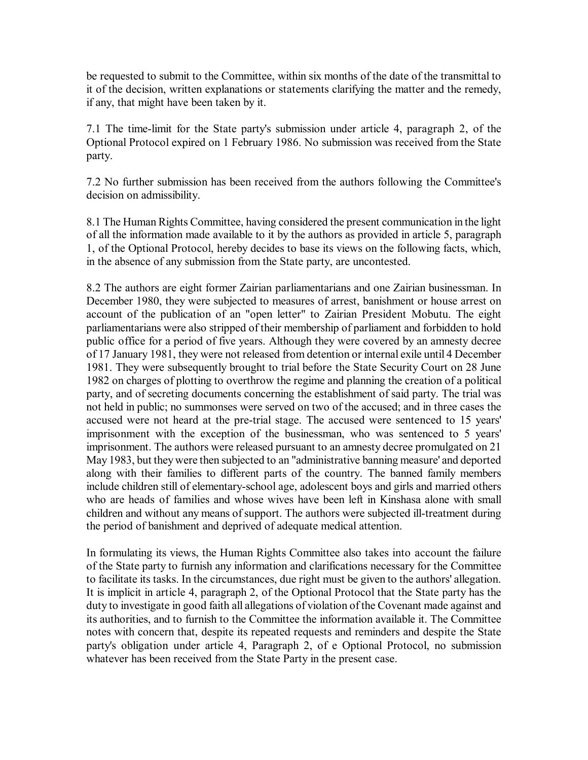be requested to submit to the Committee, within six months of the date of the transmittal to it of the decision, written explanations or statements clarifying the matter and the remedy, if any, that might have been taken by it.

7.1 The time-limit for the State party's submission under article 4, paragraph 2, of the Optional Protocol expired on 1 February 1986. No submission was received from the State party.

7.2 No further submission has been received from the authors following the Committee's decision on admissibility.

8.1 The Human Rights Committee, having considered the present communication in the light of all the information made available to it by the authors as provided in article 5, paragraph 1, of the Optional Protocol, hereby decides to base its views on the following facts, which, in the absence of any submission from the State party, are uncontested.

8.2 The authors are eight former Zairian parliamentarians and one Zairian businessman. In December 1980, they were subjected to measures of arrest, banishment or house arrest on account of the publication of an "open letter" to Zairian President Mobutu. The eight parliamentarians were also stripped of their membership of parliament and forbidden to hold public office for a period of five years. Although they were covered by an amnesty decree of 17 January 1981, they were not released from detention or internal exile until 4 December 1981. They were subsequently brought to trial before the State Security Court on 28 June 1982 on charges of plotting to overthrow the regime and planning the creation of a political party, and of secreting documents concerning the establishment of said party. The trial was not held in public; no summonses were served on two of the accused; and in three cases the accused were not heard at the pre-trial stage. The accused were sentenced to 15 years' imprisonment with the exception of the businessman, who was sentenced to 5 years' imprisonment. The authors were released pursuant to an amnesty decree promulgated on 21 May 1983, but they were then subjected to an "administrative banning measure' and deported along with their families to different parts of the country. The banned family members include children still of elementary-school age, adolescent boys and girls and married others who are heads of families and whose wives have been left in Kinshasa alone with small children and without any means of support. The authors were subjected ill-treatment during the period of banishment and deprived of adequate medical attention.

In formulating its views, the Human Rights Committee also takes into account the failure of the State party to furnish any information and clarifications necessary for the Committee to facilitate its tasks. In the circumstances, due right must be given to the authors' allegation. It is implicit in article 4, paragraph 2, of the Optional Protocol that the State party has the duty to investigate in good faith all allegations of violation of the Covenant made against and its authorities, and to furnish to the Committee the information available it. The Committee notes with concern that, despite its repeated requests and reminders and despite the State party's obligation under article 4, Paragraph 2, of e Optional Protocol, no submission whatever has been received from the State Party in the present case.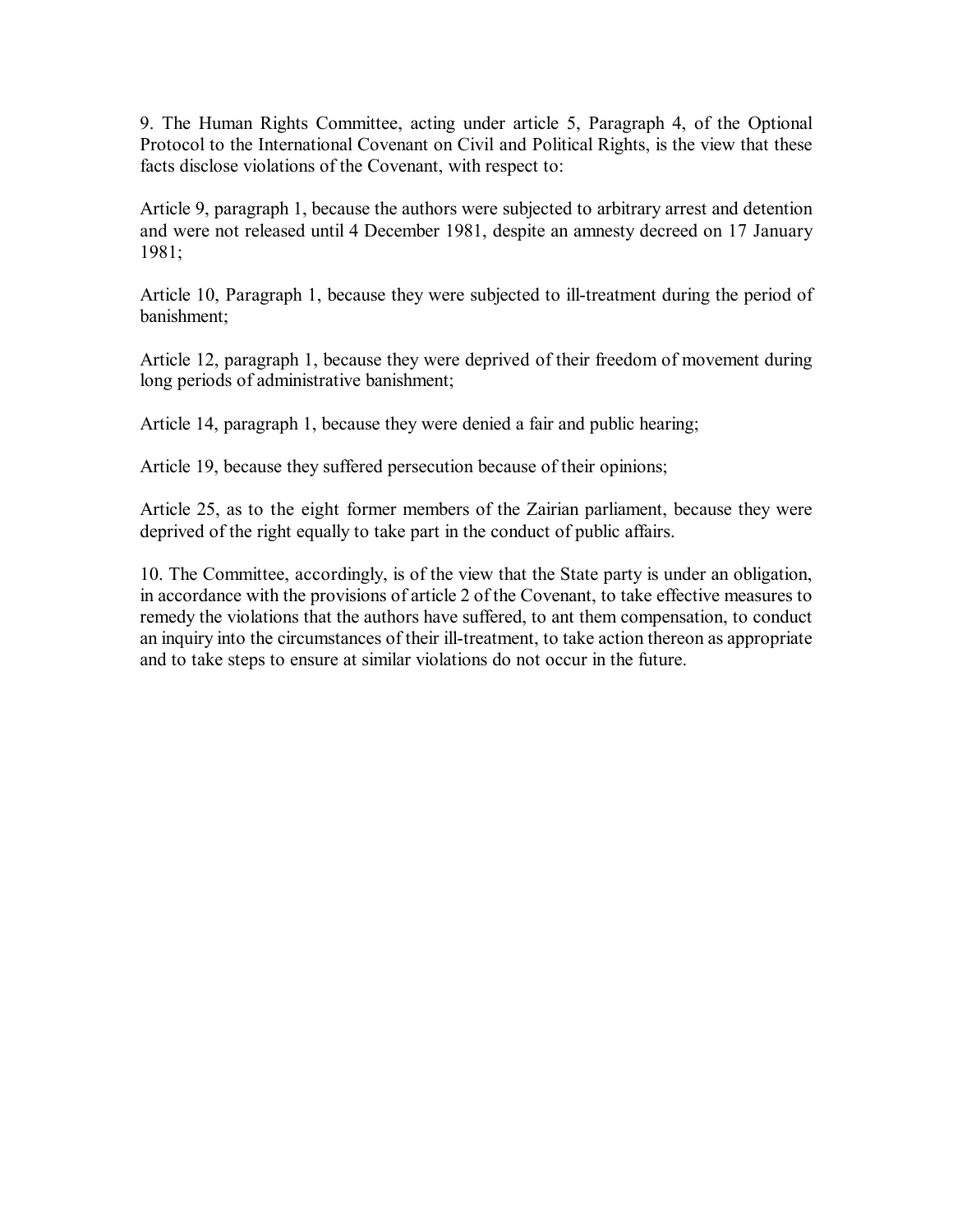9. The Human Rights Committee, acting under article 5, Paragraph 4, of the Optional Protocol to the International Covenant on Civil and Political Rights, is the view that these facts disclose violations of the Covenant, with respect to:

Article 9, paragraph 1, because the authors were subjected to arbitrary arrest and detention and were not released until 4 December 1981, despite an amnesty decreed on 17 January 1981;

Article 10, Paragraph 1, because they were subjected to ill-treatment during the period of banishment;

Article 12, paragraph 1, because they were deprived of their freedom of movement during long periods of administrative banishment;

Article 14, paragraph 1, because they were denied a fair and public hearing;

Article 19, because they suffered persecution because of their opinions;

Article 25, as to the eight former members of the Zairian parliament, because they were deprived of the right equally to take part in the conduct of public affairs.

10. The Committee, accordingly, is of the view that the State party is under an obligation, in accordance with the provisions of article 2 of the Covenant, to take effective measures to remedy the violations that the authors have suffered, to ant them compensation, to conduct an inquiry into the circumstances of their ill-treatment, to take action thereon as appropriate and to take steps to ensure at similar violations do not occur in the future.